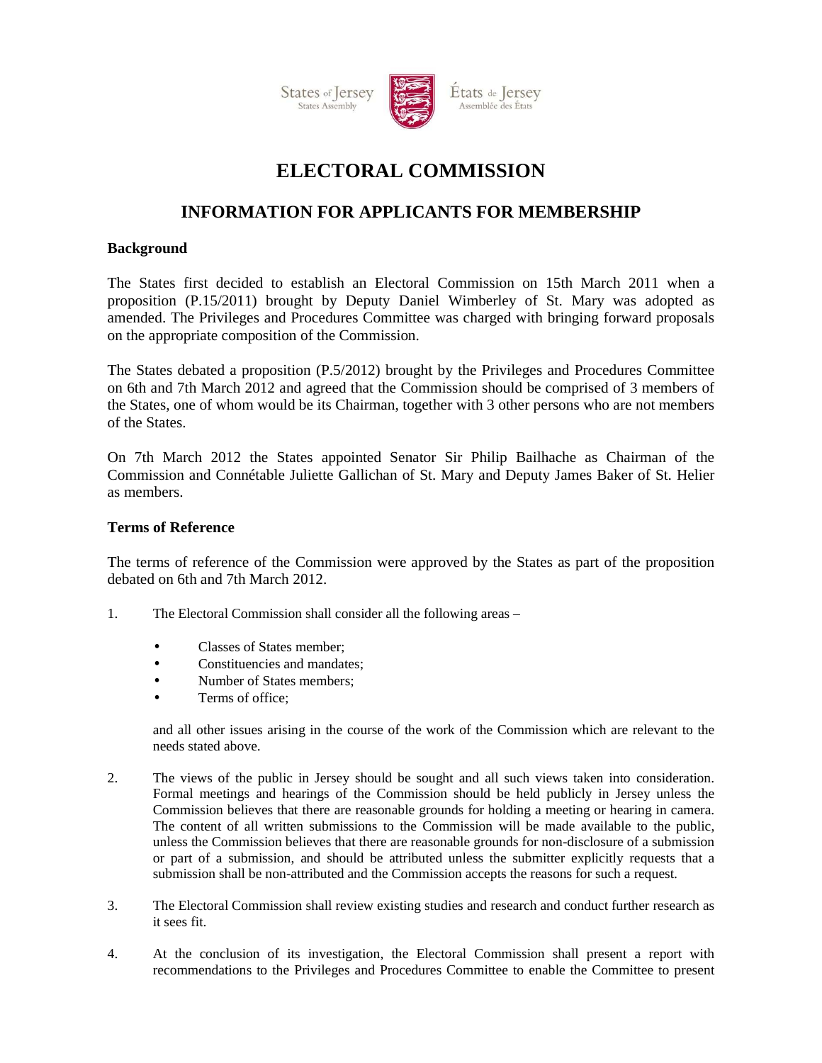States of Jersey
States Assembly

États de Jersey
Assemblée des États

# ELECTORAL COMMISSION

## INFORMATION FOR APPLICANTS FOR MEMBERSHIP

### Background

The States first decided to establish an Electoral Commission on 15th March 2011 when a proposition (P.15/2011) brought by Deputy Daniel Wimberley of St. Mary was adopted as amended. The Privileges and Procedures Committee was charged with bringing forward proposals on the appropriate composition of the Commission.

The States debated a proposition (P.5/2012) brought by the Privileges and Procedures Committee on 6th and 7th March 2012 and agreed that the Commission should be comprised of 3 members of the States, one of whom would be its Chairman, together with 3 other persons who are not members of the States.

On 7th March 2012 the States appointed Senator Sir Philip Bailhache as Chairman of the Commission and Connétable Juliette Gallichan of St. Mary and Deputy James Baker of St. Helier as members.

### Terms of Reference

The terms of reference of the Commission were approved by the States as part of the proposition debated on 6th and 7th March 2012.

1. The Electoral Commission shall consider all the following areas –

   - Classes of States member;
   - Constituencies and mandates;
   - Number of States members;
   - Terms of office;

   and all other issues arising in the course of the work of the Commission which are relevant to the needs stated above.

2. The views of the public in Jersey should be sought and all such views taken into consideration. Formal meetings and hearings of the Commission should be held publicly in Jersey unless the Commission believes that there are reasonable grounds for holding a meeting or hearing in camera. The content of all written submissions to the Commission will be made available to the public, unless the Commission believes that there are reasonable grounds for non-disclosure of a submission or part of a submission, and should be attributed unless the submitter explicitly requests that a submission shall be non-attributed and the Commission accepts the reasons for such a request.

3. The Electoral Commission shall review existing studies and research and conduct further research as it sees fit.

4. At the conclusion of its investigation, the Electoral Commission shall present a report with recommendations to the Privileges and Procedures Committee to enable the Committee to present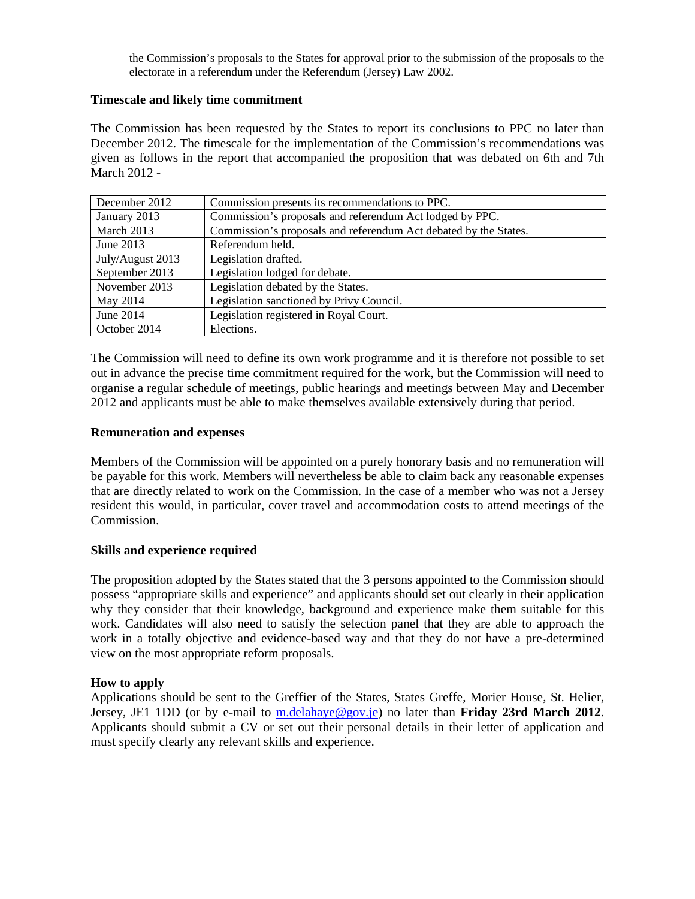the Commission's proposals to the States for approval prior to the submission of the proposals to the electorate in a referendum under the Referendum (Jersey) Law 2002.

**Timescale and likely time commitment**

The Commission has been requested by the States to report its conclusions to PPC no later than December 2012. The timescale for the implementation of the Commission's recommendations was given as follows in the report that accompanied the proposition that was debated on 6th and 7th March 2012 -

| | |
|---|---|
| December 2012 | Commission presents its recommendations to PPC. |
| January 2013 | Commission's proposals and referendum Act lodged by PPC. |
| March 2013 | Commission's proposals and referendum Act debated by the States. |
| June 2013 | Referendum held. |
| July/August 2013 | Legislation drafted. |
| September 2013 | Legislation lodged for debate. |
| November 2013 | Legislation debated by the States. |
| May 2014 | Legislation sanctioned by Privy Council. |
| June 2014 | Legislation registered in Royal Court. |
| October 2014 | Elections. |

The Commission will need to define its own work programme and it is therefore not possible to set out in advance the precise time commitment required for the work, but the Commission will need to organise a regular schedule of meetings, public hearings and meetings between May and December 2012 and applicants must be able to make themselves available extensively during that period.

**Remuneration and expenses**

Members of the Commission will be appointed on a purely honorary basis and no remuneration will be payable for this work. Members will nevertheless be able to claim back any reasonable expenses that are directly related to work on the Commission. In the case of a member who was not a Jersey resident this would, in particular, cover travel and accommodation costs to attend meetings of the Commission.

**Skills and experience required**

The proposition adopted by the States stated that the 3 persons appointed to the Commission should possess "appropriate skills and experience" and applicants should set out clearly in their application why they consider that their knowledge, background and experience make them suitable for this work. Candidates will also need to satisfy the selection panel that they are able to approach the work in a totally objective and evidence-based way and that they do not have a pre-determined view on the most appropriate reform proposals.

**How to apply**

Applications should be sent to the Greffier of the States, States Greffe, Morier House, St. Helier, Jersey, JE1 1DD (or by e-mail to m.delahaye@gov.je) no later than **Friday 23rd March 2012**. Applicants should submit a CV or set out their personal details in their letter of application and must specify clearly any relevant skills and experience.